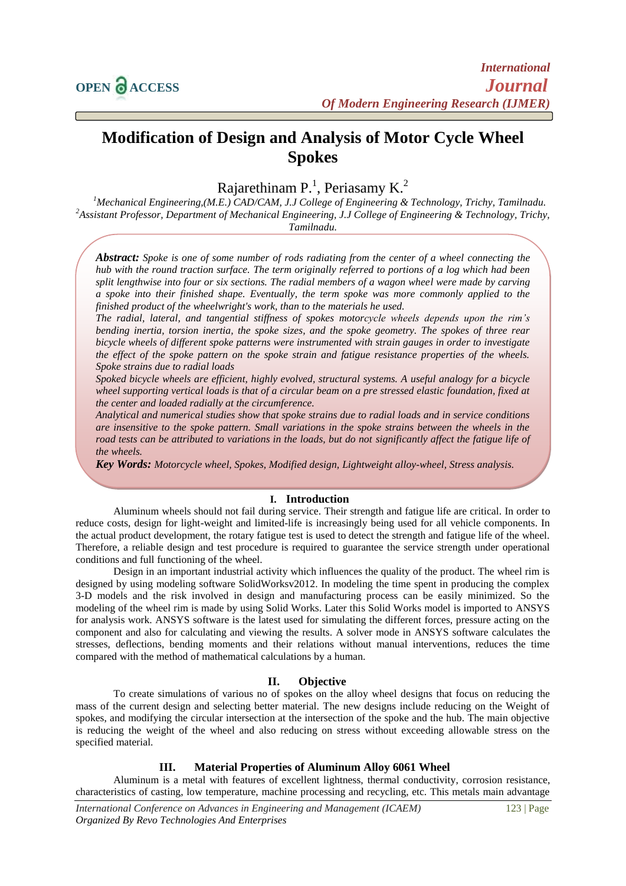# Modification of Design and Analysis of Motor Cycle Wheel Spokes

Rajarethinam P.[1], Periasamy K.[2]

[1]Mechanical Engineering,(M.E.) CAD/CAM, J.J College of Engineering & Technology, Trichy, Tamilnadu.
[2]Assistant Professor, Department of Mechanical Engineering, J.J College of Engineering & Technology, Trichy, Tamilnadu.

***Abstract:*** *Spoke is one of some number of rods radiating from the center of a wheel connecting the hub with the round traction surface. The term originally referred to portions of a log which had been split lengthwise into four or six sections. The radial members of a wagon wheel were made by carving a spoke into their finished shape. Eventually, the term spoke was more commonly applied to the finished product of the wheelwright's work, than to the materials he used.*

*The radial, lateral, and tangential stiffness of spokes motorcycle wheels depends upon the rim's bending inertia, torsion inertia, the spoke sizes, and the spoke geometry. The spokes of three rear bicycle wheels of different spoke patterns were instrumented with strain gauges in order to investigate the effect of the spoke pattern on the spoke strain and fatigue resistance properties of the wheels. Spoke strains due to radial loads*

*Spoked bicycle wheels are efficient, highly evolved, structural systems. A useful analogy for a bicycle wheel supporting vertical loads is that of a circular beam on a pre stressed elastic foundation, fixed at the center and loaded radially at the circumference.*

*Analytical and numerical studies show that spoke strains due to radial loads and in service conditions are insensitive to the spoke pattern. Small variations in the spoke strains between the wheels in the road tests can be attributed to variations in the loads, but do not significantly affect the fatigue life of the wheels.*

***Key Words:*** *Motorcycle wheel, Spokes, Modified design, Lightweight alloy-wheel, Stress analysis.*

## I. Introduction

Aluminum wheels should not fail during service. Their strength and fatigue life are critical. In order to reduce costs, design for light-weight and limited-life is increasingly being used for all vehicle components. In the actual product development, the rotary fatigue test is used to detect the strength and fatigue life of the wheel. Therefore, a reliable design and test procedure is required to guarantee the service strength under operational conditions and full functioning of the wheel.

Design in an important industrial activity which influences the quality of the product. The wheel rim is designed by using modeling software SolidWorksv2012. In modeling the time spent in producing the complex 3-D models and the risk involved in design and manufacturing process can be easily minimized. So the modeling of the wheel rim is made by using Solid Works. Later this Solid Works model is imported to ANSYS for analysis work. ANSYS software is the latest used for simulating the different forces, pressure acting on the component and also for calculating and viewing the results. A solver mode in ANSYS software calculates the stresses, deflections, bending moments and their relations without manual interventions, reduces the time compared with the method of mathematical calculations by a human.

## II. Objective

To create simulations of various no of spokes on the alloy wheel designs that focus on reducing the mass of the current design and selecting better material. The new designs include reducing on the Weight of spokes, and modifying the circular intersection at the intersection of the spoke and the hub. The main objective is reducing the weight of the wheel and also reducing on stress without exceeding allowable stress on the specified material.

## III. Material Properties of Aluminum Alloy 6061 Wheel

Aluminum is a metal with features of excellent lightness, thermal conductivity, corrosion resistance, characteristics of casting, low temperature, machine processing and recycling, etc. This metals main advantage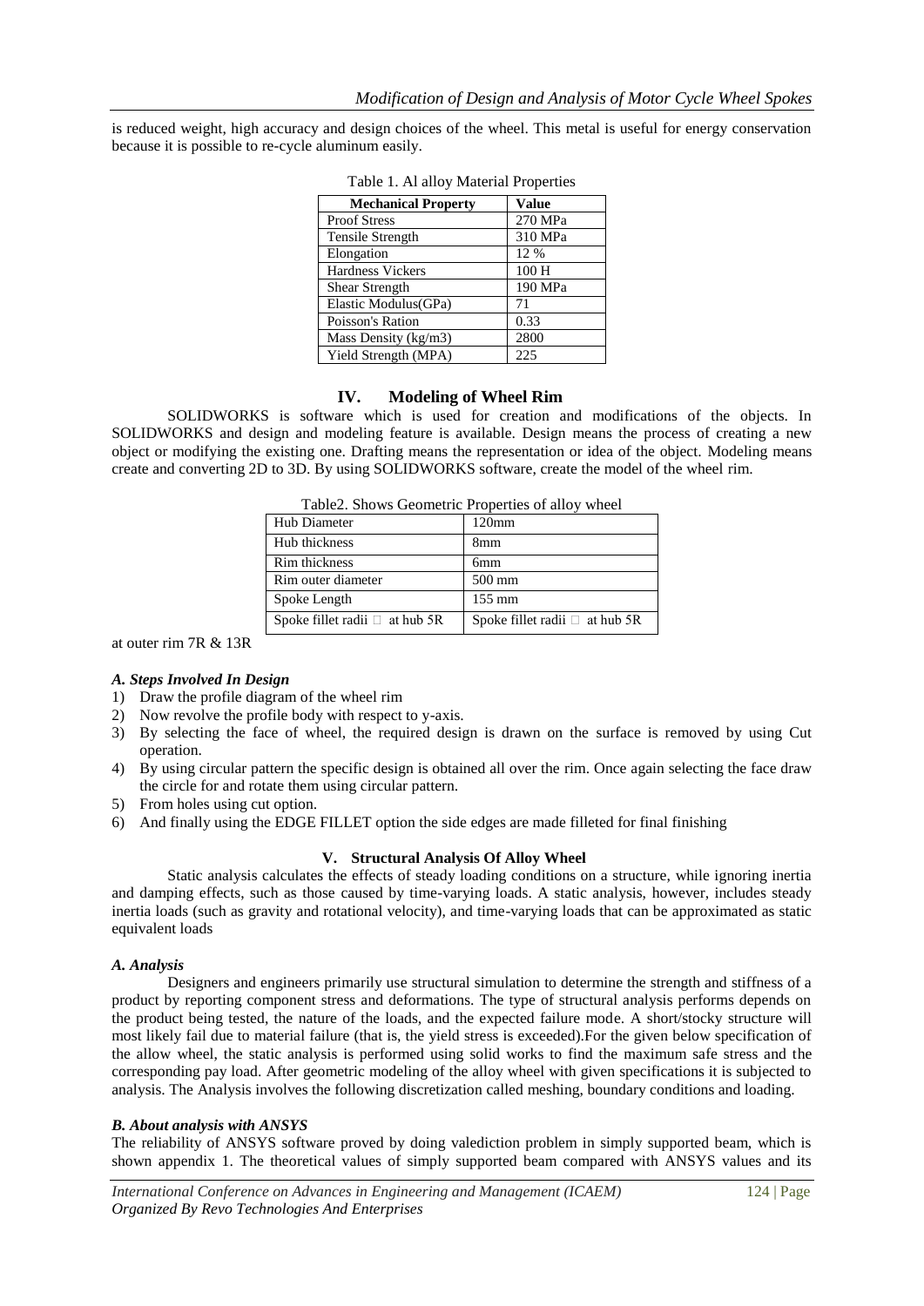is reduced weight, high accuracy and design choices of the wheel. This metal is useful for energy conservation because it is possible to re-cycle aluminum easily.

Table 1. Al alloy Material Properties

| Mechanical Property | Value |
|---|---|
| Proof Stress | 270 MPa |
| Tensile Strength | 310 MPa |
| Elongation | 12 % |
| Hardness Vickers | 100 H |
| Shear Strength | 190 MPa |
| Elastic Modulus(GPa) | 71 |
| Poisson's Ration | 0.33 |
| Mass Density (kg/m3) | 2800 |
| Yield Strength (MPA) | 225 |

## IV. Modeling of Wheel Rim

SOLIDWORKS is software which is used for creation and modifications of the objects. In SOLIDWORKS and design and modeling feature is available. Design means the process of creating a new object or modifying the existing one. Drafting means the representation or idea of the object. Modeling means create and converting 2D to 3D. By using SOLIDWORKS software, create the model of the wheel rim.

Table2. Shows Geometric Properties of alloy wheel

| Hub Diameter | 120mm |
|---|---|
| Hub thickness | 8mm |
| Rim thickness | 6mm |
| Rim outer diameter | 500 mm |
| Spoke Length | 155 mm |
| Spoke fillet radii □ at hub 5R | Spoke fillet radii □ at hub 5R |

at outer rim 7R & 13R

### *A. Steps Involved In Design*

1) Draw the profile diagram of the wheel rim
2) Now revolve the profile body with respect to y-axis.
3) By selecting the face of wheel, the required design is drawn on the surface is removed by using Cut operation.
4) By using circular pattern the specific design is obtained all over the rim. Once again selecting the face draw the circle for and rotate them using circular pattern.
5) From holes using cut option.
6) And finally using the EDGE FILLET option the side edges are made filleted for final finishing

## V. Structural Analysis Of Alloy Wheel

Static analysis calculates the effects of steady loading conditions on a structure, while ignoring inertia and damping effects, such as those caused by time-varying loads. A static analysis, however, includes steady inertia loads (such as gravity and rotational velocity), and time-varying loads that can be approximated as static equivalent loads

### *A. Analysis*

Designers and engineers primarily use structural simulation to determine the strength and stiffness of a product by reporting component stress and deformations. The type of structural analysis performs depends on the product being tested, the nature of the loads, and the expected failure mode. A short/stocky structure will most likely fail due to material failure (that is, the yield stress is exceeded).For the given below specification of the allow wheel, the static analysis is performed using solid works to find the maximum safe stress and the corresponding pay load. After geometric modeling of the alloy wheel with given specifications it is subjected to analysis. The Analysis involves the following discretization called meshing, boundary conditions and loading.

### *B. About analysis with ANSYS*

The reliability of ANSYS software proved by doing valediction problem in simply supported beam, which is shown appendix 1. The theoretical values of simply supported beam compared with ANSYS values and its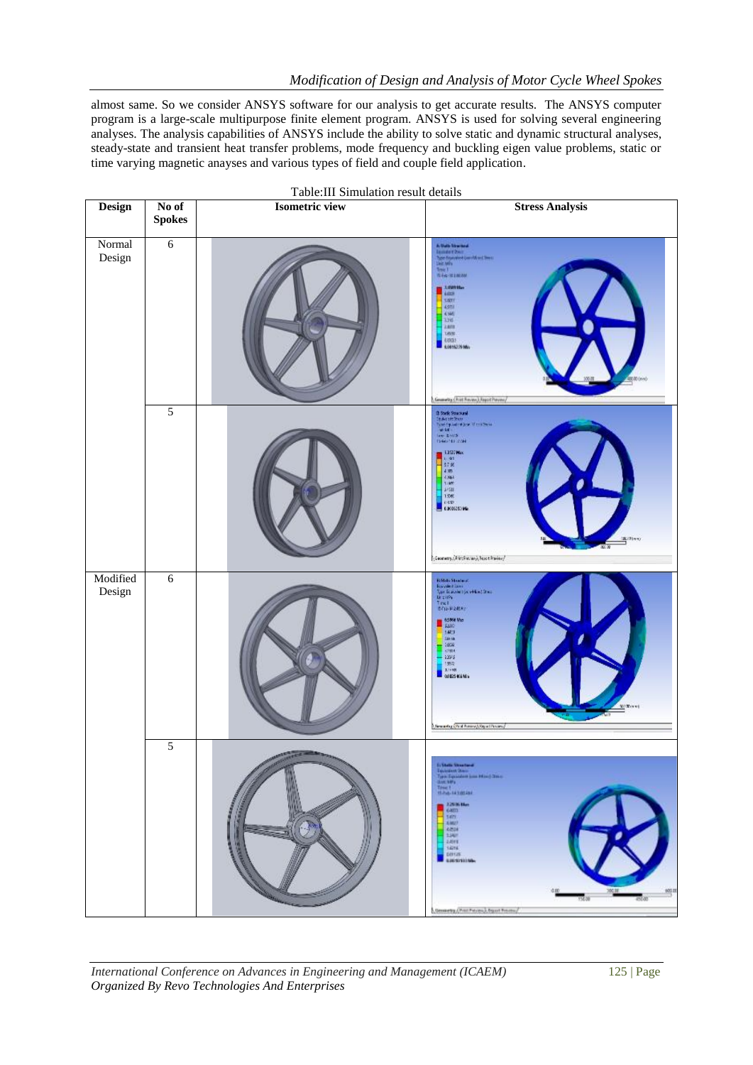almost same. So we consider ANSYS software for our analysis to get accurate results. The ANSYS computer program is a large-scale multipurpose finite element program. ANSYS is used for solving several engineering analyses. The analysis capabilities of ANSYS include the ability to solve static and dynamic structural analyses, steady-state and transient heat transfer problems, mode frequency and buckling eigen value problems, static or time varying magnetic anayses and various types of field and couple field application.

Table:III Simulation result details

| Design | No of Spokes | Isometric view | Stress Analysis |
|---|---|---|---|
| Normal Design | 6 | | |
| | 5 | | |
| Modified Design | 6 | | |
| | 5 | | |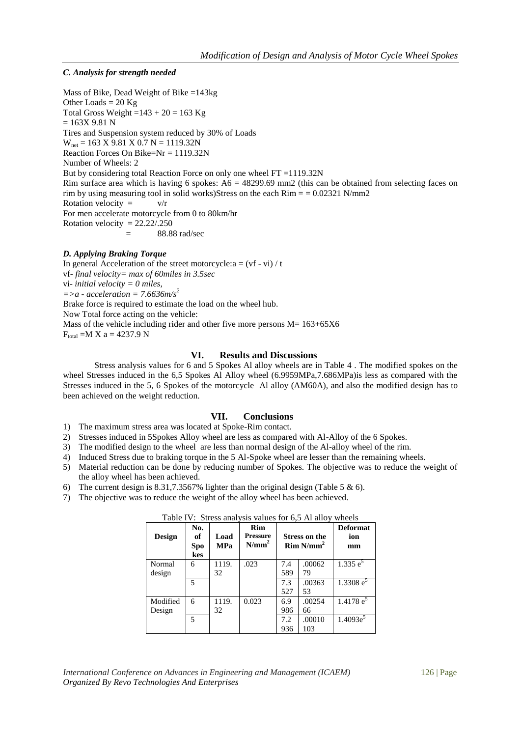### *C. Analysis for strength needed*

Mass of Bike, Dead Weight of Bike =143kg
Other Loads = 20 Kg
Total Gross Weight =143 + 20 = 163 Kg
= 163X 9.81 N
Tires and Suspension system reduced by 30% of Loads
$W_{net}$ = 163 X 9.81 X 0.7 N = 1119.32N
Reaction Forces On Bike=Nr = 1119.32N
Number of Wheels: 2
But by considering total Reaction Force on only one wheel FT =1119.32N
Rim surface area which is having 6 spokes: A6 = 48299.69 mm2 (this can be obtained from selecting faces on rim by using measuring tool in solid works)Stress on the each Rim = = 0.02321 N/mm2
Rotation velocity = v/r
For men accelerate motorcycle from 0 to 80km/hr
Rotation velocity = 22.22/.250
= 88.88 rad/sec

### *D. Applying Braking Torque*

In general Acceleration of the street motorcycle:a = (vf - vi) / t
vf- *final velocity= max of 60miles in 3.5sec*
vi- *initial velocity = 0 miles,*
*=>a - acceleration = 7.6636m/s²*
Brake force is required to estimate the load on the wheel hub.
Now Total force acting on the vehicle:
Mass of the vehicle including rider and other five more persons M= 163+65X6
$F_{total}$ =M X a = 4237.9 N

## VI. Results and Discussions

Stress analysis values for 6 and 5 Spokes Al alloy wheels are in Table 4 . The modified spokes on the wheel Stresses induced in the 6,5 Spokes Al Alloy wheel (6.9959MPa,7.686MPa)is less as compared with the Stresses induced in the 5, 6 Spokes of the motorcycle Al alloy (AM60A), and also the modified design has to been achieved on the weight reduction.

## VII. Conclusions

1) The maximum stress area was located at Spoke-Rim contact.
2) Stresses induced in 5Spokes Alloy wheel are less as compared with Al-Alloy of the 6 Spokes.
3) The modified design to the wheel are less than normal design of the Al-alloy wheel of the rim.
4) Induced Stress due to braking torque in the 5 Al-Spoke wheel are lesser than the remaining wheels.
5) Material reduction can be done by reducing number of Spokes. The objective was to reduce the weight of the alloy wheel has been achieved.
6) The current design is 8.31,7.3567% lighter than the original design (Table 5 & 6).
7) The objective was to reduce the weight of the alloy wheel has been achieved.

Table IV: Stress analysis values for 6,5 Al alloy wheels

| Design | No. of Spokes | Load MPa | Rim Pressure N/mm² | Stress on the Rim N/mm² | | Deformation mm |
|---|---|---|---|---|---|---|
| Normal design | 6 | 1119.32 | .023 | 7.4589 | .0006279 | 1.335 e⁵ |
| | 5 | | | 7.3527 | .0036353 | 1.3308 e⁵ |
| Modified Design | 6 | 1119.32 | 0.023 | 6.9986 | .0025466 | 1.4178 e⁵ |
| | 5 | | | 7.2936 | .00010103 | 1.4093e⁵ |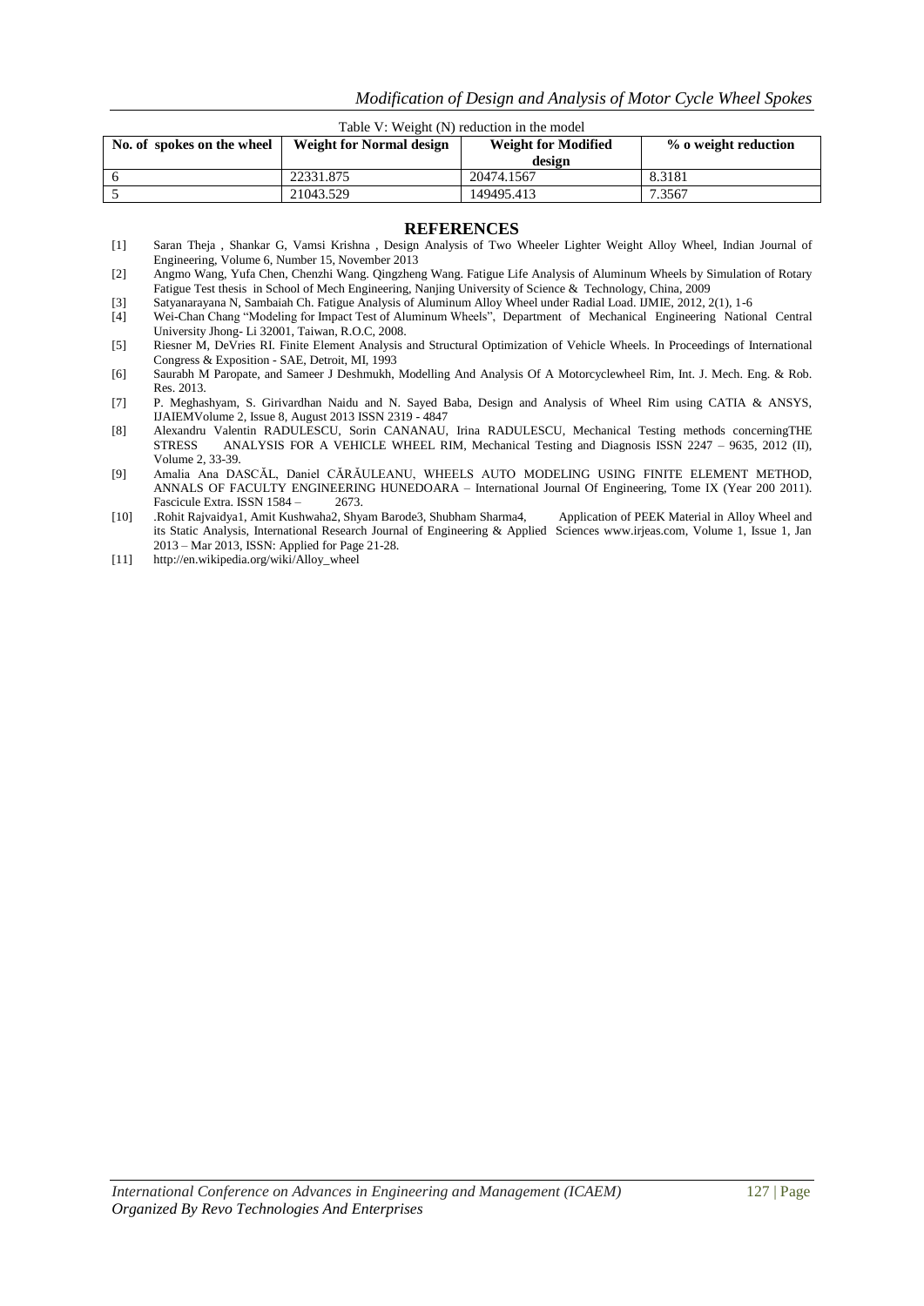Table V: Weight (N) reduction in the model

| No. of spokes on the wheel | Weight for Normal design | Weight for Modified design | % o weight reduction |
| --- | --- | --- | --- |
| 6 | 22331.875 | 20474.1567 | 8.3181 |
| 5 | 21043.529 | 149495.413 | 7.3567 |

## REFERENCES

[1] Saran Theja , Shankar G, Vamsi Krishna , Design Analysis of Two Wheeler Lighter Weight Alloy Wheel, Indian Journal of Engineering, Volume 6, Number 15, November 2013

[2] Angmo Wang, Yufa Chen, Chenzhi Wang. Qingzheng Wang. Fatigue Life Analysis of Aluminum Wheels by Simulation of Rotary Fatigue Test thesis in School of Mech Engineering, Nanjing University of Science & Technology, China, 2009

[3] Satyanarayana N, Sambaiah Ch. Fatigue Analysis of Aluminum Alloy Wheel under Radial Load. IJMIE, 2012, 2(1), 1-6

[4] Wei-Chan Chang "Modeling for Impact Test of Aluminum Wheels", Department of Mechanical Engineering National Central University Jhong- Li 32001, Taiwan, R.O.C, 2008.

[5] Riesner M, DeVries RI. Finite Element Analysis and Structural Optimization of Vehicle Wheels. In Proceedings of International Congress & Exposition - SAE, Detroit, MI, 1993

[6] Saurabh M Paropate, and Sameer J Deshmukh, Modelling And Analysis Of A Motorcyclewheel Rim, Int. J. Mech. Eng. & Rob. Res. 2013.

[7] P. Meghashyam, S. Girivardhan Naidu and N. Sayed Baba, Design and Analysis of Wheel Rim using CATIA & ANSYS, IJAIEMVolume 2, Issue 8, August 2013 ISSN 2319 - 4847

[8] Alexandru Valentin RADULESCU, Sorin CANANAU, Irina RADULESCU, Mechanical Testing methods concerningTHE STRESS ANALYSIS FOR A VEHICLE WHEEL RIM, Mechanical Testing and Diagnosis ISSN 2247 – 9635, 2012 (II), Volume 2, 33-39.

[9] Amalia Ana DASCĂL, Daniel CĂRĂULEANU, WHEELS AUTO MODELING USING FINITE ELEMENT METHOD, ANNALS OF FACULTY ENGINEERING HUNEDOARA – International Journal Of Engineering, Tome IX (Year 200 2011). Fascicule Extra. ISSN 1584 – 2673.

[10] .Rohit Rajvaidya1, Amit Kushwaha2, Shyam Barode3, Shubham Sharma4, Application of PEEK Material in Alloy Wheel and its Static Analysis, International Research Journal of Engineering & Applied Sciences www.irjeas.com, Volume 1, Issue 1, Jan 2013 – Mar 2013, ISSN: Applied for Page 21-28.

[11] http://en.wikipedia.org/wiki/Alloy_wheel